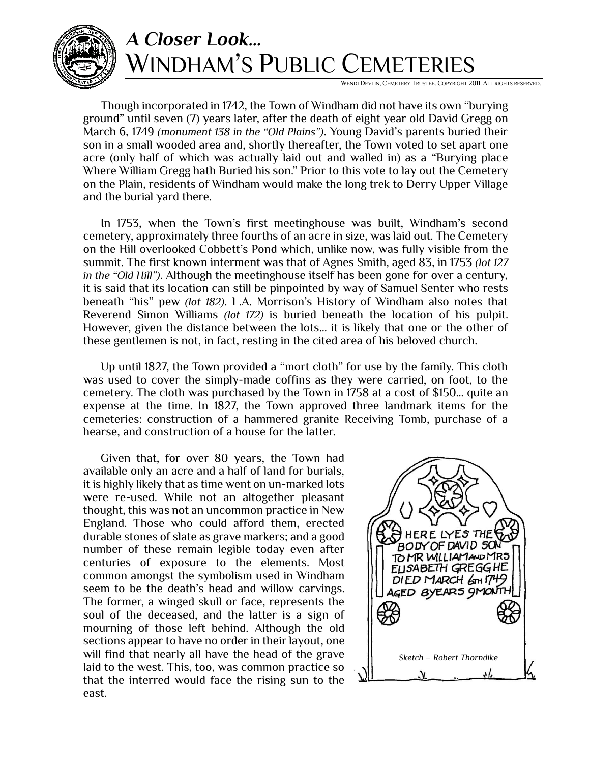# A Closer Look…

# Windham's Public Cemeteries

Wendi Devlin, Cemetery Trustee. Copyright 2011. All rights reserved.

Though incorporated in 1742, the Town of Windham did not have its own "burying ground" until seven (7) years later, after the death of eight year old David Gregg on March 6, 1749 *(monument 138 in the "Old Plains")*. Young David's parents buried their son in a small wooded area and, shortly thereafter, the Town voted to set apart one acre (only half of which was actually laid out and walled in) as a "Burying place Where William Gregg hath Buried his son." Prior to this vote to lay out the Cemetery on the Plain, residents of Windham would make the long trek to Derry Upper Village and the burial yard there.

In 1753, when the Town's first meetinghouse was built, Windham's second cemetery, approximately three fourths of an acre in size, was laid out. The Cemetery on the Hill overlooked Cobbett's Pond which, unlike now, was fully visible from the summit. The first known interment was that of Agnes Smith, aged 83, in 1753 *(lot 127 in the "Old Hill")*. Although the meetinghouse itself has been gone for over a century, it is said that its location can still be pinpointed by way of Samuel Senter who rests beneath "his" pew *(lot 182)*. L.A. Morrison's History of Windham also notes that Reverend Simon Williams *(lot 172)* is buried beneath the location of his pulpit. However, given the distance between the lots… it is likely that one or the other of these gentlemen is not, in fact, resting in the cited area of his beloved church.

Up until 1827, the Town provided a "mort cloth" for use by the family. This cloth was used to cover the simply-made coffins as they were carried, on foot, to the cemetery. The cloth was purchased by the Town in 1758 at a cost of $150… quite an expense at the time. In 1827, the Town approved three landmark items for the cemeteries: construction of a hammered granite Receiving Tomb, purchase of a hearse, and construction of a house for the latter.

Given that, for over 80 years, the Town had available only an acre and a half of land for burials, it is highly likely that as time went on un-marked lots were re-used. While not an altogether pleasant thought, this was not an uncommon practice in New England. Those who could afford them, erected durable stones of slate as grave markers; and a good number of these remain legible today even after centuries of exposure to the elements. Most common amongst the symbolism used in Windham seem to be the death's head and willow carvings. The former, a winged skull or face, represents the soul of the deceased, and the latter is a sign of mourning of those left behind. Although the old sections appear to have no order in their layout, one will find that nearly all have the head of the grave laid to the west. This, too, was common practice so that the interred would face the rising sun to the east.

HERE LYES THE BODY OF DAVID SON TO MR WILLIAM AND MRS ELISABETH GREGG HE DIED MARCH 6TH 1749 AGED 8 YEARS 9 MONTH

*Sketch – Robert Thorndike*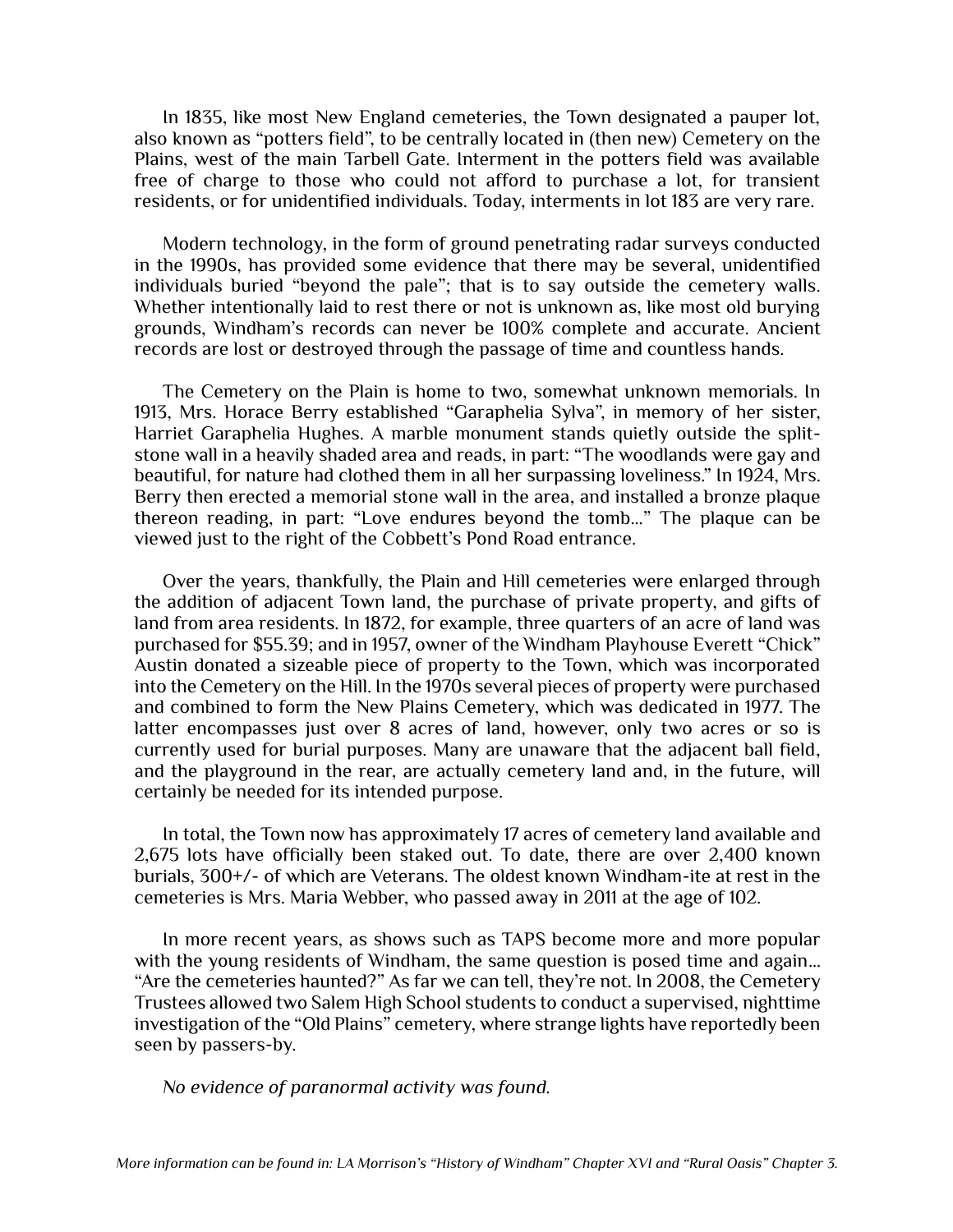In 1835, like most New England cemeteries, the Town designated a pauper lot, also known as "potters field", to be centrally located in (then new) Cemetery on the Plains, west of the main Tarbell Gate. Interment in the potters field was available free of charge to those who could not afford to purchase a lot, for transient residents, or for unidentified individuals. Today, interments in lot 183 are very rare.

Modern technology, in the form of ground penetrating radar surveys conducted in the 1990s, has provided some evidence that there may be several, unidentified individuals buried "beyond the pale"; that is to say outside the cemetery walls. Whether intentionally laid to rest there or not is unknown as, like most old burying grounds, Windham's records can never be 100% complete and accurate. Ancient records are lost or destroyed through the passage of time and countless hands.

The Cemetery on the Plain is home to two, somewhat unknown memorials. In 1913, Mrs. Horace Berry established "Garaphelia Sylva", in memory of her sister, Harriet Garaphelia Hughes. A marble monument stands quietly outside the split-stone wall in a heavily shaded area and reads, in part: "The woodlands were gay and beautiful, for nature had clothed them in all her surpassing loveliness." In 1924, Mrs. Berry then erected a memorial stone wall in the area, and installed a bronze plaque thereon reading, in part: "Love endures beyond the tomb..." The plaque can be viewed just to the right of the Cobbett's Pond Road entrance.

Over the years, thankfully, the Plain and Hill cemeteries were enlarged through the addition of adjacent Town land, the purchase of private property, and gifts of land from area residents. In 1872, for example, three quarters of an acre of land was purchased for $55.39; and in 1957, owner of the Windham Playhouse Everett "Chick" Austin donated a sizeable piece of property to the Town, which was incorporated into the Cemetery on the Hill. In the 1970s several pieces of property were purchased and combined to form the New Plains Cemetery, which was dedicated in 1977. The latter encompasses just over 8 acres of land, however, only two acres or so is currently used for burial purposes. Many are unaware that the adjacent ball field, and the playground in the rear, are actually cemetery land and, in the future, will certainly be needed for its intended purpose.

In total, the Town now has approximately 17 acres of cemetery land available and 2,675 lots have officially been staked out. To date, there are over 2,400 known burials, 300+/- of which are Veterans. The oldest known Windham-ite at rest in the cemeteries is Mrs. Maria Webber, who passed away in 2011 at the age of 102.

In more recent years, as shows such as TAPS become more and more popular with the young residents of Windham, the same question is posed time and again... "Are the cemeteries haunted?" As far we can tell, they're not. In 2008, the Cemetery Trustees allowed two Salem High School students to conduct a supervised, nighttime investigation of the "Old Plains" cemetery, where strange lights have reportedly been seen by passers-by.

*No evidence of paranormal activity was found.*

*More information can be found in: LA Morrison's "History of Windham" Chapter XVI and "Rural Oasis" Chapter 3.*